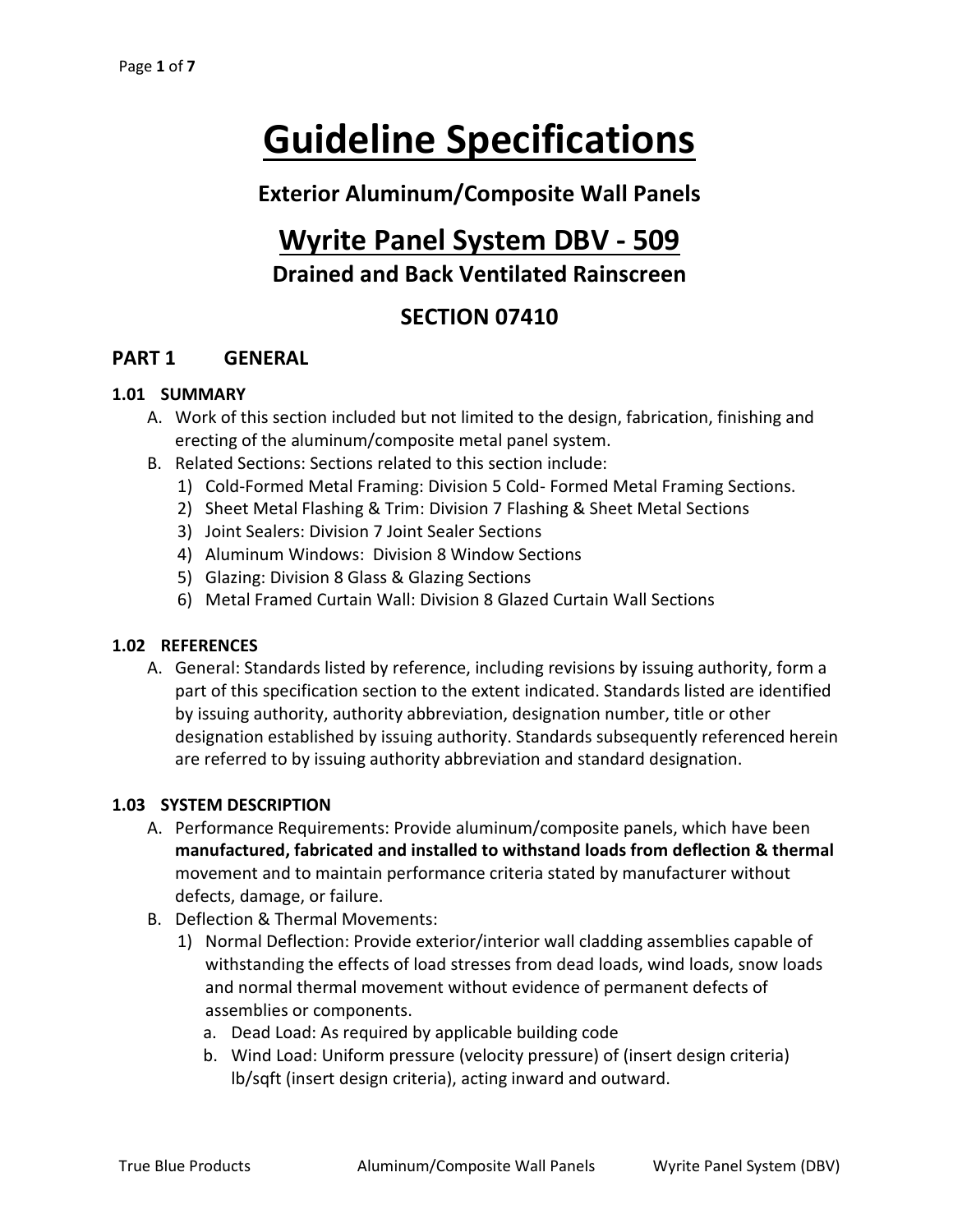# Guideline Specifications

### Exterior Aluminum/Composite Wall Panels

## Wyrite Panel System DBV - 509

### Drained and Back Ventilated Rainscreen

## SECTION 07410

## PART 1 GENERAL

### 1.01 SUMMARY

A. Work of this section included but not limited to the design, fabrication, finishing and erecting of the aluminum/composite metal panel system.

B. Related Sections: Sections related to this section include:

1) Cold-Formed Metal Framing: Division 5 Cold- Formed Metal Framing Sections.
2) Sheet Metal Flashing & Trim: Division 7 Flashing & Sheet Metal Sections
3) Joint Sealers: Division 7 Joint Sealer Sections
4) Aluminum Windows: Division 8 Window Sections
5) Glazing: Division 8 Glass & Glazing Sections
6) Metal Framed Curtain Wall: Division 8 Glazed Curtain Wall Sections

### 1.02 REFERENCES

A. General: Standards listed by reference, including revisions by issuing authority, form a part of this specification section to the extent indicated. Standards listed are identified by issuing authority, authority abbreviation, designation number, title or other designation established by issuing authority. Standards subsequently referenced herein are referred to by issuing authority abbreviation and standard designation.

### 1.03 SYSTEM DESCRIPTION

A. Performance Requirements: Provide aluminum/composite panels, which have been **manufactured, fabricated and installed to withstand loads from deflection & thermal** movement and to maintain performance criteria stated by manufacturer without defects, damage, or failure.

B. Deflection & Thermal Movements:

1) Normal Deflection: Provide exterior/interior wall cladding assemblies capable of withstanding the effects of load stresses from dead loads, wind loads, snow loads and normal thermal movement without evidence of permanent defects of assemblies or components.

   a. Dead Load: As required by applicable building code

   b. Wind Load: Uniform pressure (velocity pressure) of (insert design criteria) lb/sqft (insert design criteria), acting inward and outward.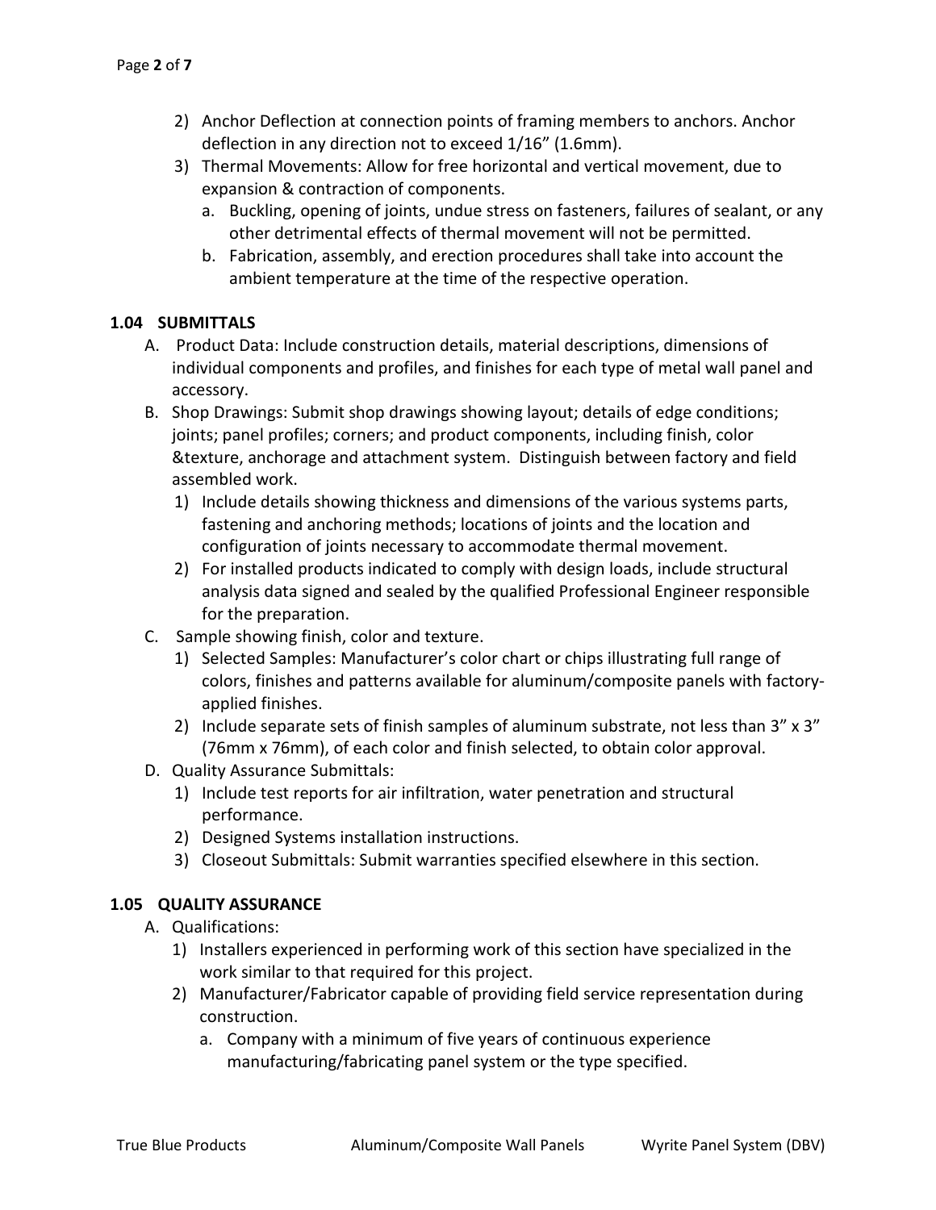2) Anchor Deflection at connection points of framing members to anchors. Anchor deflection in any direction not to exceed 1/16" (1.6mm).
3) Thermal Movements: Allow for free horizontal and vertical movement, due to expansion & contraction of components.
   a. Buckling, opening of joints, undue stress on fasteners, failures of sealant, or any other detrimental effects of thermal movement will not be permitted.
   b. Fabrication, assembly, and erection procedures shall take into account the ambient temperature at the time of the respective operation.

### 1.04 SUBMITTALS

A. Product Data: Include construction details, material descriptions, dimensions of individual components and profiles, and finishes for each type of metal wall panel and accessory.

B. Shop Drawings: Submit shop drawings showing layout; details of edge conditions; joints; panel profiles; corners; and product components, including finish, color &texture, anchorage and attachment system. Distinguish between factory and field assembled work.
   1) Include details showing thickness and dimensions of the various systems parts, fastening and anchoring methods; locations of joints and the location and configuration of joints necessary to accommodate thermal movement.
   2) For installed products indicated to comply with design loads, include structural analysis data signed and sealed by the qualified Professional Engineer responsible for the preparation.

C. Sample showing finish, color and texture.
   1) Selected Samples: Manufacturer's color chart or chips illustrating full range of colors, finishes and patterns available for aluminum/composite panels with factory-applied finishes.
   2) Include separate sets of finish samples of aluminum substrate, not less than 3" x 3" (76mm x 76mm), of each color and finish selected, to obtain color approval.

D. Quality Assurance Submittals:
   1) Include test reports for air infiltration, water penetration and structural performance.
   2) Designed Systems installation instructions.
   3) Closeout Submittals: Submit warranties specified elsewhere in this section.

### 1.05 QUALITY ASSURANCE

A. Qualifications:
   1) Installers experienced in performing work of this section have specialized in the work similar to that required for this project.
   2) Manufacturer/Fabricator capable of providing field service representation during construction.
      a. Company with a minimum of five years of continuous experience manufacturing/fabricating panel system or the type specified.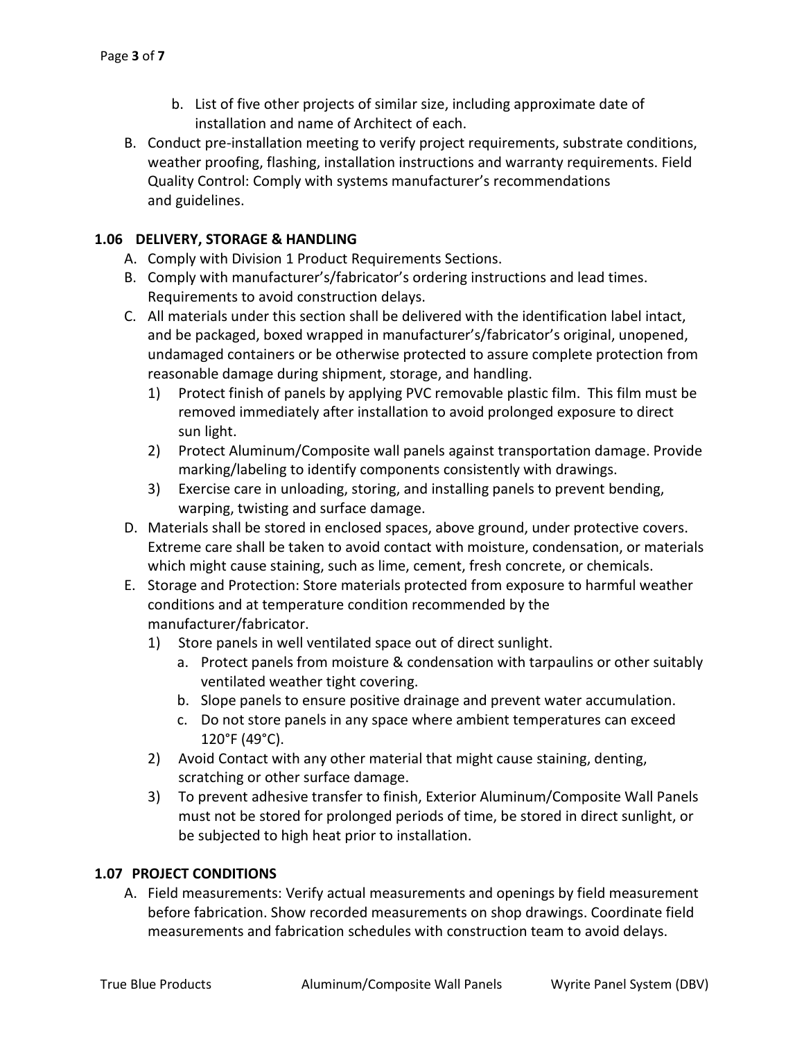b. List of five other projects of similar size, including approximate date of installation and name of Architect of each.

B. Conduct pre-installation meeting to verify project requirements, substrate conditions, weather proofing, flashing, installation instructions and warranty requirements. Field Quality Control: Comply with systems manufacturer's recommendations and guidelines.

### 1.06 DELIVERY, STORAGE & HANDLING

A. Comply with Division 1 Product Requirements Sections.

B. Comply with manufacturer's/fabricator's ordering instructions and lead times. Requirements to avoid construction delays.

C. All materials under this section shall be delivered with the identification label intact, and be packaged, boxed wrapped in manufacturer's/fabricator's original, unopened, undamaged containers or be otherwise protected to assure complete protection from reasonable damage during shipment, storage, and handling.
   1) Protect finish of panels by applying PVC removable plastic film. This film must be removed immediately after installation to avoid prolonged exposure to direct sun light.
   2) Protect Aluminum/Composite wall panels against transportation damage. Provide marking/labeling to identify components consistently with drawings.
   3) Exercise care in unloading, storing, and installing panels to prevent bending, warping, twisting and surface damage.

D. Materials shall be stored in enclosed spaces, above ground, under protective covers. Extreme care shall be taken to avoid contact with moisture, condensation, or materials which might cause staining, such as lime, cement, fresh concrete, or chemicals.

E. Storage and Protection: Store materials protected from exposure to harmful weather conditions and at temperature condition recommended by the manufacturer/fabricator.
   1) Store panels in well ventilated space out of direct sunlight.
      a. Protect panels from moisture & condensation with tarpaulins or other suitably ventilated weather tight covering.
      b. Slope panels to ensure positive drainage and prevent water accumulation.
      c. Do not store panels in any space where ambient temperatures can exceed 120°F (49°C).
   2) Avoid Contact with any other material that might cause staining, denting, scratching or other surface damage.
   3) To prevent adhesive transfer to finish, Exterior Aluminum/Composite Wall Panels must not be stored for prolonged periods of time, be stored in direct sunlight, or be subjected to high heat prior to installation.

### 1.07 PROJECT CONDITIONS

A. Field measurements: Verify actual measurements and openings by field measurement before fabrication. Show recorded measurements on shop drawings. Coordinate field measurements and fabrication schedules with construction team to avoid delays.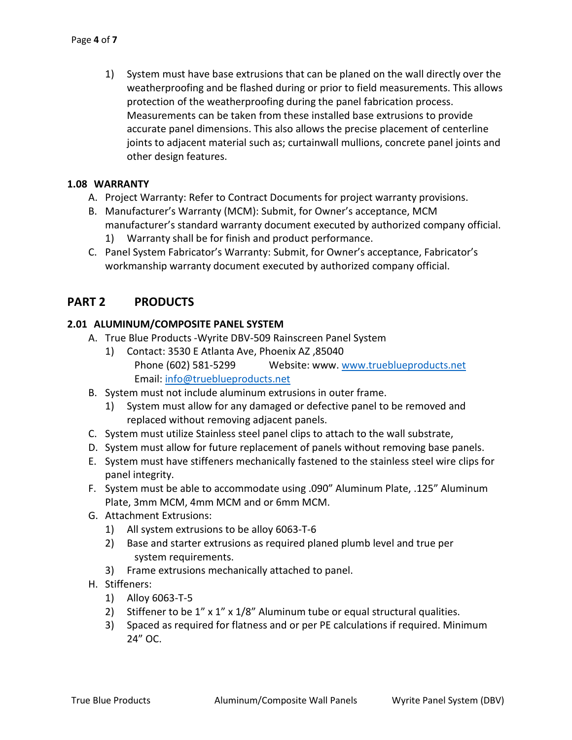1) System must have base extrusions that can be planed on the wall directly over the weatherproofing and be flashed during or prior to field measurements. This allows protection of the weatherproofing during the panel fabrication process. Measurements can be taken from these installed base extrusions to provide accurate panel dimensions. This also allows the precise placement of centerline joints to adjacent material such as; curtainwall mullions, concrete panel joints and other design features.

### 1.08 WARRANTY

A. Project Warranty: Refer to Contract Documents for project warranty provisions.

B. Manufacturer's Warranty (MCM): Submit, for Owner's acceptance, MCM manufacturer's standard warranty document executed by authorized company official.

   1) Warranty shall be for finish and product performance.

C. Panel System Fabricator's Warranty: Submit, for Owner's acceptance, Fabricator's workmanship warranty document executed by authorized company official.

## PART 2 PRODUCTS

### 2.01 ALUMINUM/COMPOSITE PANEL SYSTEM

A. True Blue Products -Wyrite DBV-509 Rainscreen Panel System

   1) Contact: 3530 E Atlanta Ave, Phoenix AZ ,85040
      Phone (602) 581-5299 Website: www. www.trueblueproducts.net
      Email: info@trueblueproducts.net

B. System must not include aluminum extrusions in outer frame.

   1) System must allow for any damaged or defective panel to be removed and replaced without removing adjacent panels.

C. System must utilize Stainless steel panel clips to attach to the wall substrate,

D. System must allow for future replacement of panels without removing base panels.

E. System must have stiffeners mechanically fastened to the stainless steel wire clips for panel integrity.

F. System must be able to accommodate using .090" Aluminum Plate, .125" Aluminum Plate, 3mm MCM, 4mm MCM and or 6mm MCM.

G. Attachment Extrusions:

   1) All system extrusions to be alloy 6063-T-6
   2) Base and starter extrusions as required planed plumb level and true per system requirements.
   3) Frame extrusions mechanically attached to panel.

H. Stiffeners:

   1) Alloy 6063-T-5
   2) Stiffener to be 1" x 1" x 1/8" Aluminum tube or equal structural qualities.
   3) Spaced as required for flatness and or per PE calculations if required. Minimum 24" OC.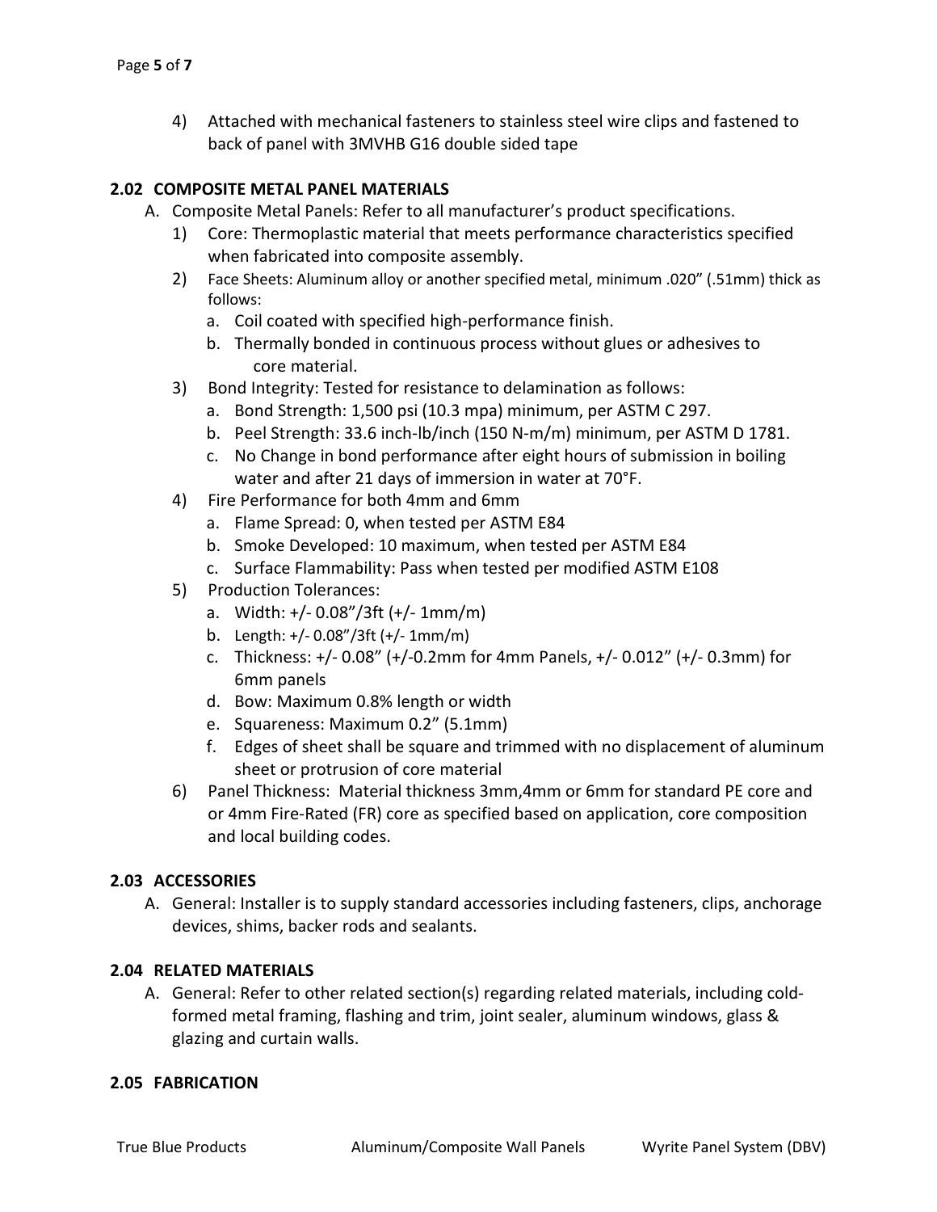4) Attached with mechanical fasteners to stainless steel wire clips and fastened to back of panel with 3MVHB G16 double sided tape

### 2.02 COMPOSITE METAL PANEL MATERIALS

A. Composite Metal Panels: Refer to all manufacturer's product specifications.

1) Core: Thermoplastic material that meets performance characteristics specified when fabricated into composite assembly.
2) Face Sheets: Aluminum alloy or another specified metal, minimum .020" (.51mm) thick as follows:
   a. Coil coated with specified high-performance finish.
   b. Thermally bonded in continuous process without glues or adhesives to core material.
3) Bond Integrity: Tested for resistance to delamination as follows:
   a. Bond Strength: 1,500 psi (10.3 mpa) minimum, per ASTM C 297.
   b. Peel Strength: 33.6 inch-lb/inch (150 N-m/m) minimum, per ASTM D 1781.
   c. No Change in bond performance after eight hours of submission in boiling water and after 21 days of immersion in water at 70°F.
4) Fire Performance for both 4mm and 6mm
   a. Flame Spread: 0, when tested per ASTM E84
   b. Smoke Developed: 10 maximum, when tested per ASTM E84
   c. Surface Flammability: Pass when tested per modified ASTM E108
5) Production Tolerances:
   a. Width: +/- 0.08"/3ft (+/- 1mm/m)
   b. Length: +/- 0.08"/3ft (+/- 1mm/m)
   c. Thickness: +/- 0.08" (+/-0.2mm for 4mm Panels, +/- 0.012" (+/- 0.3mm) for 6mm panels
   d. Bow: Maximum 0.8% length or width
   e. Squareness: Maximum 0.2" (5.1mm)
   f. Edges of sheet shall be square and trimmed with no displacement of aluminum sheet or protrusion of core material
6) Panel Thickness: Material thickness 3mm,4mm or 6mm for standard PE core and or 4mm Fire-Rated (FR) core as specified based on application, core composition and local building codes.

### 2.03 ACCESSORIES

A. General: Installer is to supply standard accessories including fasteners, clips, anchorage devices, shims, backer rods and sealants.

### 2.04 RELATED MATERIALS

A. General: Refer to other related section(s) regarding related materials, including cold-formed metal framing, flashing and trim, joint sealer, aluminum windows, glass & glazing and curtain walls.

### 2.05 FABRICATION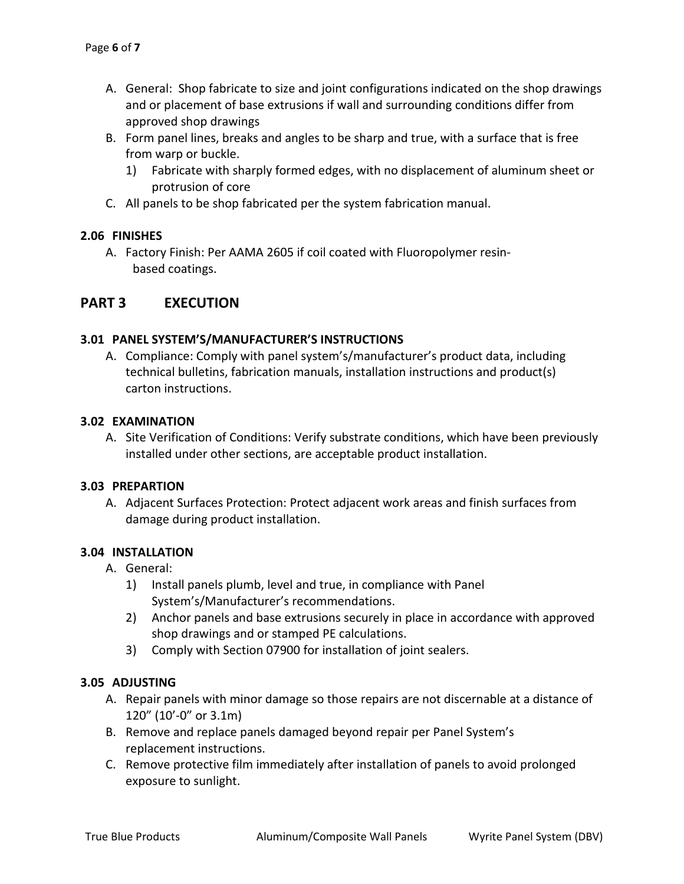A. General: Shop fabricate to size and joint configurations indicated on the shop drawings and or placement of base extrusions if wall and surrounding conditions differ from approved shop drawings

B. Form panel lines, breaks and angles to be sharp and true, with a surface that is free from warp or buckle.

   1) Fabricate with sharply formed edges, with no displacement of aluminum sheet or protrusion of core

C. All panels to be shop fabricated per the system fabrication manual.

### 2.06 FINISHES

A. Factory Finish: Per AAMA 2605 if coil coated with Fluoropolymer resin-based coatings.

## PART 3 EXECUTION

### 3.01 PANEL SYSTEM'S/MANUFACTURER'S INSTRUCTIONS

A. Compliance: Comply with panel system's/manufacturer's product data, including technical bulletins, fabrication manuals, installation instructions and product(s) carton instructions.

### 3.02 EXAMINATION

A. Site Verification of Conditions: Verify substrate conditions, which have been previously installed under other sections, are acceptable product installation.

### 3.03 PREPARTION

A. Adjacent Surfaces Protection: Protect adjacent work areas and finish surfaces from damage during product installation.

### 3.04 INSTALLATION

A. General:

   1) Install panels plumb, level and true, in compliance with Panel System's/Manufacturer's recommendations.
   2) Anchor panels and base extrusions securely in place in accordance with approved shop drawings and or stamped PE calculations.
   3) Comply with Section 07900 for installation of joint sealers.

### 3.05 ADJUSTING

A. Repair panels with minor damage so those repairs are not discernable at a distance of 120" (10'-0" or 3.1m)

B. Remove and replace panels damaged beyond repair per Panel System's replacement instructions.

C. Remove protective film immediately after installation of panels to avoid prolonged exposure to sunlight.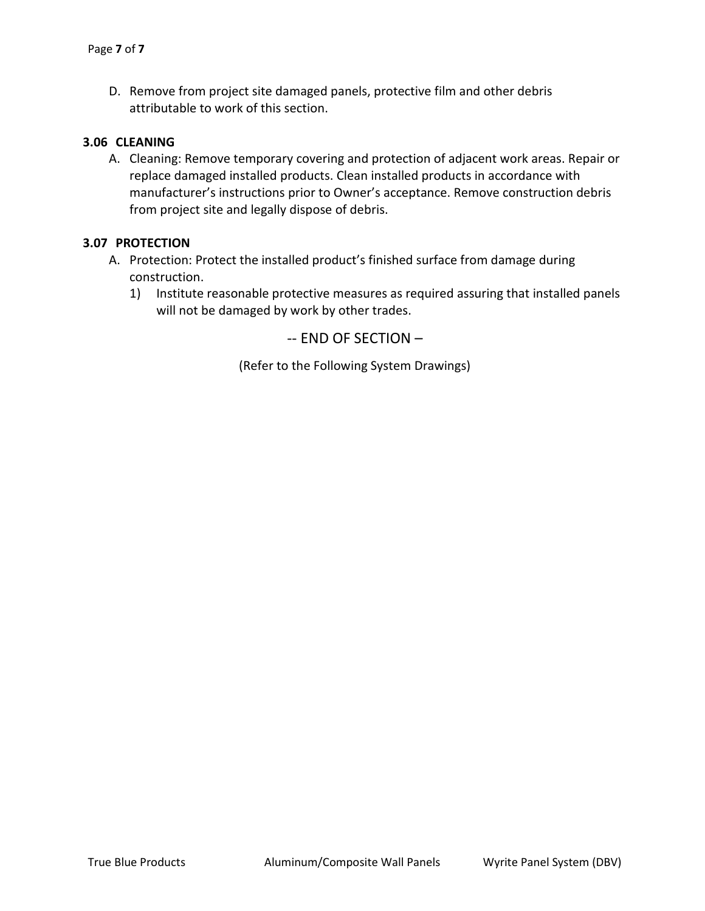D. Remove from project site damaged panels, protective film and other debris attributable to work of this section.

### 3.06 CLEANING

A. Cleaning: Remove temporary covering and protection of adjacent work areas. Repair or replace damaged installed products. Clean installed products in accordance with manufacturer's instructions prior to Owner's acceptance. Remove construction debris from project site and legally dispose of debris.

### 3.07 PROTECTION

A. Protection: Protect the installed product's finished surface from damage during construction.
   1) Institute reasonable protective measures as required assuring that installed panels will not be damaged by work by other trades.

-- END OF SECTION –

(Refer to the Following System Drawings)